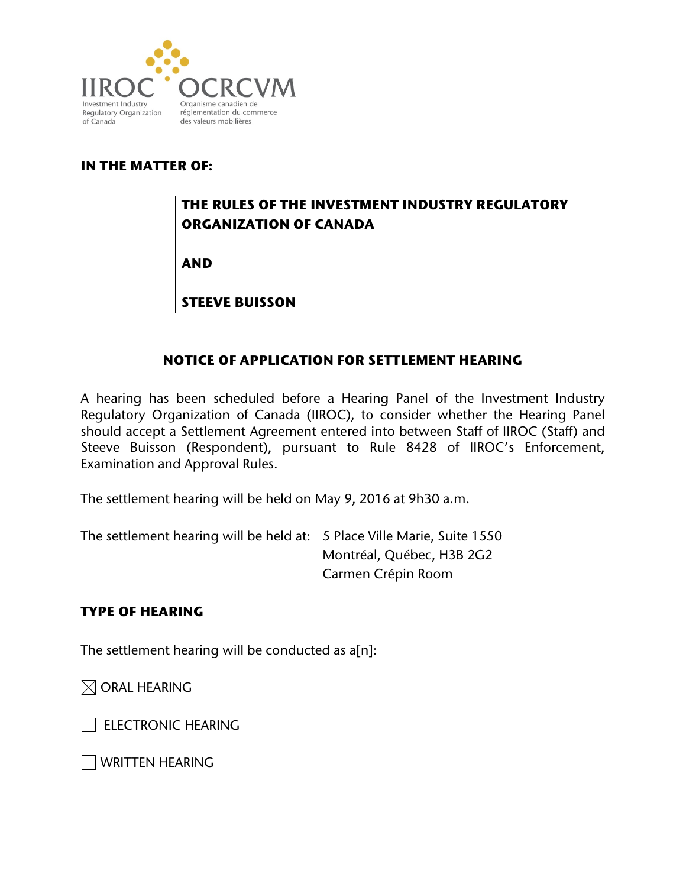IIROC OCRCVM

Investment Industry Regulatory Organization of Canada

Organisme canadien de réglementation du commerce des valeurs mobilières

**IN THE MATTER OF:**

**THE RULES OF THE INVESTMENT INDUSTRY REGULATORY ORGANIZATION OF CANADA**

**AND**

**STEEVE BUISSON**

## NOTICE OF APPLICATION FOR SETTLEMENT HEARING

A hearing has been scheduled before a Hearing Panel of the Investment Industry Regulatory Organization of Canada (IIROC), to consider whether the Hearing Panel should accept a Settlement Agreement entered into between Staff of IIROC (Staff) and Steeve Buisson (Respondent), pursuant to Rule 8428 of IIROC's Enforcement, Examination and Approval Rules.

The settlement hearing will be held on May 9, 2016 at 9h30 a.m.

The settlement hearing will be held at: 5 Place Ville Marie, Suite 1550
Montréal, Québec, H3B 2G2
Carmen Crépin Room

### TYPE OF HEARING

The settlement hearing will be conducted as a[n]:

☒ ORAL HEARING

☐ ELECTRONIC HEARING

☐ WRITTEN HEARING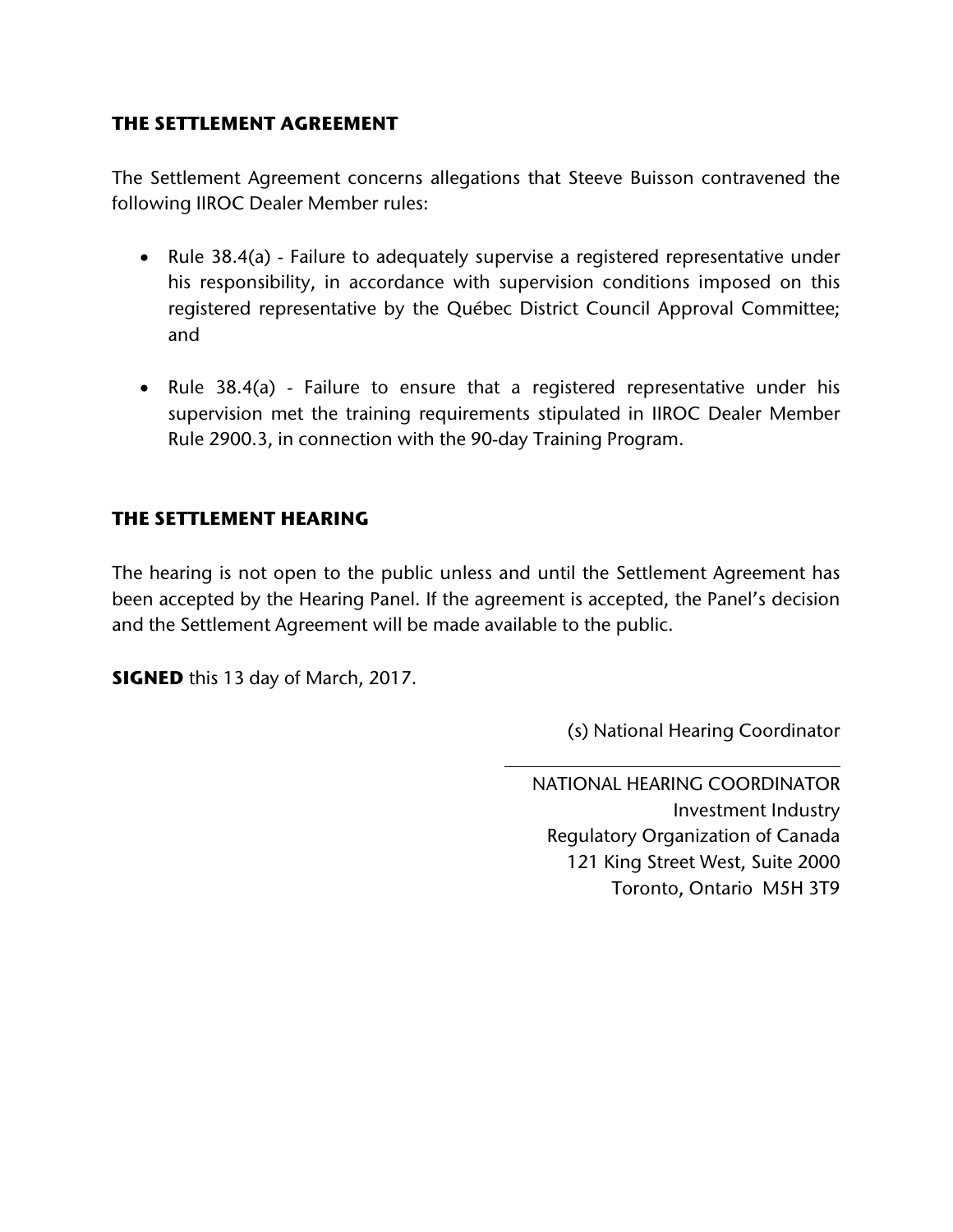## THE SETTLEMENT AGREEMENT

The Settlement Agreement concerns allegations that Steeve Buisson contravened the following IIROC Dealer Member rules:

- Rule 38.4(a) - Failure to adequately supervise a registered representative under his responsibility, in accordance with supervision conditions imposed on this registered representative by the Québec District Council Approval Committee; and
- Rule 38.4(a) - Failure to ensure that a registered representative under his supervision met the training requirements stipulated in IIROC Dealer Member Rule 2900.3, in connection with the 90-day Training Program.

## THE SETTLEMENT HEARING

The hearing is not open to the public unless and until the Settlement Agreement has been accepted by the Hearing Panel. If the agreement is accepted, the Panel's decision and the Settlement Agreement will be made available to the public.

**SIGNED** this 13 day of March, 2017.

(s) National Hearing Coordinator

NATIONAL HEARING COORDINATOR
Investment Industry
Regulatory Organization of Canada
121 King Street West, Suite 2000
Toronto, Ontario M5H 3T9